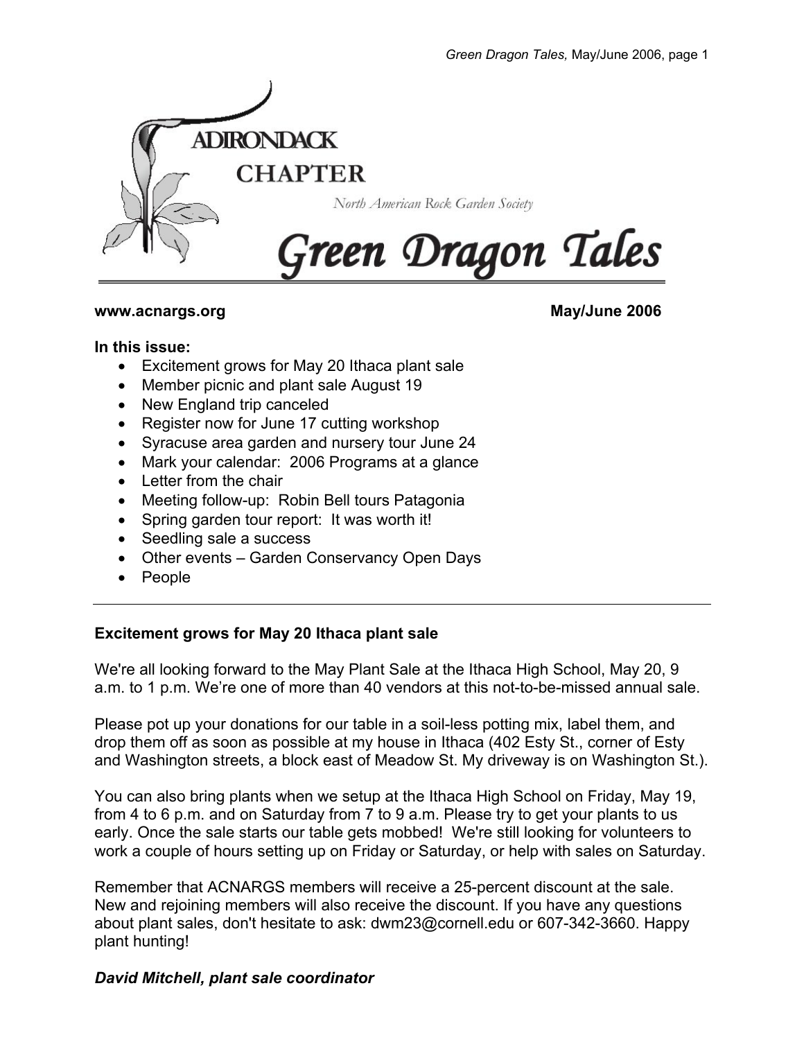ADIRONDACK CHAPTER

North American Rock Garden Society

# Green Dragon Tales

**www.acnargs.org** **May/June 2006**

**In this issue:**

- Excitement grows for May 20 Ithaca plant sale
- Member picnic and plant sale August 19
- New England trip canceled
- Register now for June 17 cutting workshop
- Syracuse area garden and nursery tour June 24
- Mark your calendar: 2006 Programs at a glance
- Letter from the chair
- Meeting follow-up: Robin Bell tours Patagonia
- Spring garden tour report: It was worth it!
- Seedling sale a success
- Other events – Garden Conservancy Open Days
- People

---

## Excitement grows for May 20 Ithaca plant sale

We're all looking forward to the May Plant Sale at the Ithaca High School, May 20, 9 a.m. to 1 p.m. We're one of more than 40 vendors at this not-to-be-missed annual sale.

Please pot up your donations for our table in a soil-less potting mix, label them, and drop them off as soon as possible at my house in Ithaca (402 Esty St., corner of Esty and Washington streets, a block east of Meadow St. My driveway is on Washington St.).

You can also bring plants when we setup at the Ithaca High School on Friday, May 19, from 4 to 6 p.m. and on Saturday from 7 to 9 a.m. Please try to get your plants to us early. Once the sale starts our table gets mobbed! We're still looking for volunteers to work a couple of hours setting up on Friday or Saturday, or help with sales on Saturday.

Remember that ACNARGS members will receive a 25-percent discount at the sale. New and rejoining members will also receive the discount. If you have any questions about plant sales, don't hesitate to ask: dwm23@cornell.edu or 607-342-3660. Happy plant hunting!

***David Mitchell, plant sale coordinator***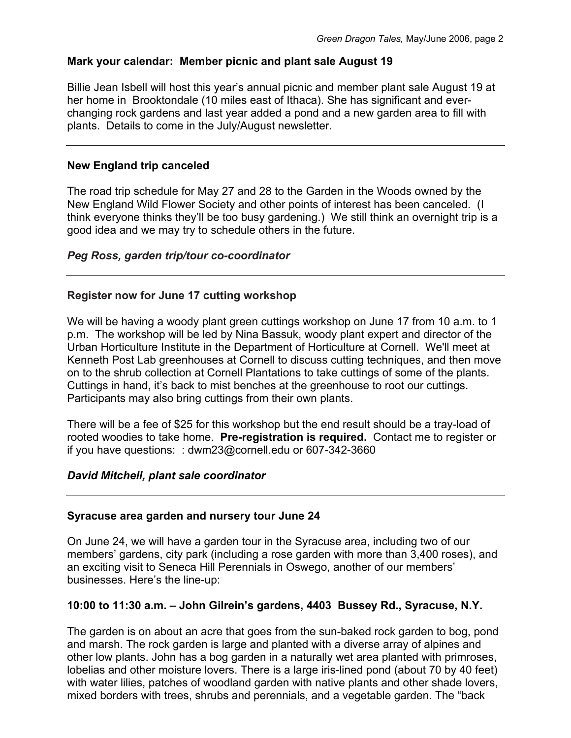**Mark your calendar: Member picnic and plant sale August 19**

Billie Jean Isbell will host this year's annual picnic and member plant sale August 19 at her home in Brooktondale (10 miles east of Ithaca). She has significant and ever-changing rock gardens and last year added a pond and a new garden area to fill with plants. Details to come in the July/August newsletter.

---

**New England trip canceled**

The road trip schedule for May 27 and 28 to the Garden in the Woods owned by the New England Wild Flower Society and other points of interest has been canceled. (I think everyone thinks they'll be too busy gardening.) We still think an overnight trip is a good idea and we may try to schedule others in the future.

***Peg Ross, garden trip/tour co-coordinator***

---

**Register now for June 17 cutting workshop**

We will be having a woody plant green cuttings workshop on June 17 from 10 a.m. to 1 p.m. The workshop will be led by Nina Bassuk, woody plant expert and director of the Urban Horticulture Institute in the Department of Horticulture at Cornell. We'll meet at Kenneth Post Lab greenhouses at Cornell to discuss cutting techniques, and then move on to the shrub collection at Cornell Plantations to take cuttings of some of the plants. Cuttings in hand, it's back to mist benches at the greenhouse to root our cuttings. Participants may also bring cuttings from their own plants.

There will be a fee of $25 for this workshop but the end result should be a tray-load of rooted woodies to take home. **Pre-registration is required.** Contact me to register or if you have questions: : dwm23@cornell.edu or 607-342-3660

***David Mitchell, plant sale coordinator***

---

**Syracuse area garden and nursery tour June 24**

On June 24, we will have a garden tour in the Syracuse area, including two of our members' gardens, city park (including a rose garden with more than 3,400 roses), and an exciting visit to Seneca Hill Perennials in Oswego, another of our members' businesses. Here's the line-up:

**10:00 to 11:30 a.m. – John Gilrein's gardens, 4403 Bussey Rd., Syracuse, N.Y.**

The garden is on about an acre that goes from the sun-baked rock garden to bog, pond and marsh. The rock garden is large and planted with a diverse array of alpines and other low plants. John has a bog garden in a naturally wet area planted with primroses, lobelias and other moisture lovers. There is a large iris-lined pond (about 70 by 40 feet) with water lilies, patches of woodland garden with native plants and other shade lovers, mixed borders with trees, shrubs and perennials, and a vegetable garden. The "back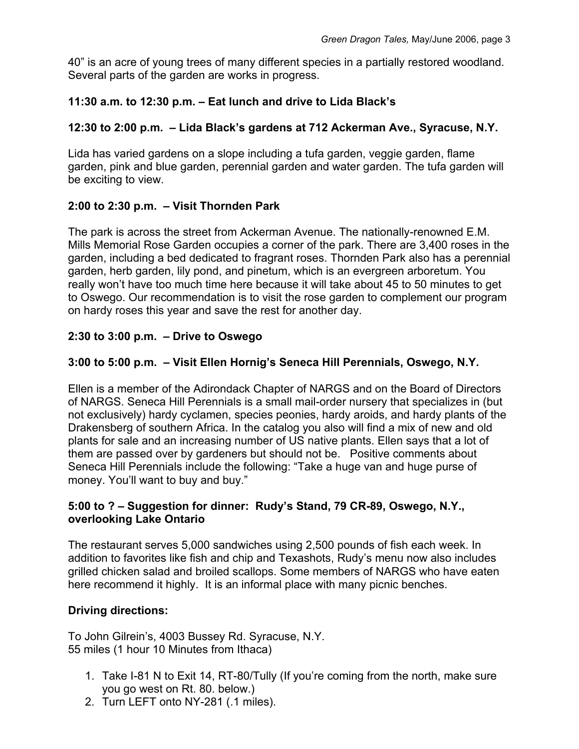40" is an acre of young trees of many different species in a partially restored woodland. Several parts of the garden are works in progress.

**11:30 a.m. to 12:30 p.m. – Eat lunch and drive to Lida Black's**

**12:30 to 2:00 p.m. – Lida Black's gardens at 712 Ackerman Ave., Syracuse, N.Y.**

Lida has varied gardens on a slope including a tufa garden, veggie garden, flame garden, pink and blue garden, perennial garden and water garden. The tufa garden will be exciting to view.

**2:00 to 2:30 p.m. – Visit Thornden Park**

The park is across the street from Ackerman Avenue. The nationally-renowned E.M. Mills Memorial Rose Garden occupies a corner of the park. There are 3,400 roses in the garden, including a bed dedicated to fragrant roses. Thornden Park also has a perennial garden, herb garden, lily pond, and pinetum, which is an evergreen arboretum. You really won't have too much time here because it will take about 45 to 50 minutes to get to Oswego. Our recommendation is to visit the rose garden to complement our program on hardy roses this year and save the rest for another day.

**2:30 to 3:00 p.m. – Drive to Oswego**

**3:00 to 5:00 p.m. – Visit Ellen Hornig's Seneca Hill Perennials, Oswego, N.Y.**

Ellen is a member of the Adirondack Chapter of NARGS and on the Board of Directors of NARGS. Seneca Hill Perennials is a small mail-order nursery that specializes in (but not exclusively) hardy cyclamen, species peonies, hardy aroids, and hardy plants of the Drakensberg of southern Africa. In the catalog you also will find a mix of new and old plants for sale and an increasing number of US native plants. Ellen says that a lot of them are passed over by gardeners but should not be. Positive comments about Seneca Hill Perennials include the following: "Take a huge van and huge purse of money. You'll want to buy and buy."

**5:00 to ? – Suggestion for dinner: Rudy's Stand, 79 CR-89, Oswego, N.Y., overlooking Lake Ontario**

The restaurant serves 5,000 sandwiches using 2,500 pounds of fish each week. In addition to favorites like fish and chip and Texashots, Rudy's menu now also includes grilled chicken salad and broiled scallops. Some members of NARGS who have eaten here recommend it highly. It is an informal place with many picnic benches.

**Driving directions:**

To John Gilrein's, 4003 Bussey Rd. Syracuse, N.Y.
55 miles (1 hour 10 Minutes from Ithaca)

1. Take I-81 N to Exit 14, RT-80/Tully (If you're coming from the north, make sure you go west on Rt. 80. below.)
2. Turn LEFT onto NY-281 (.1 miles).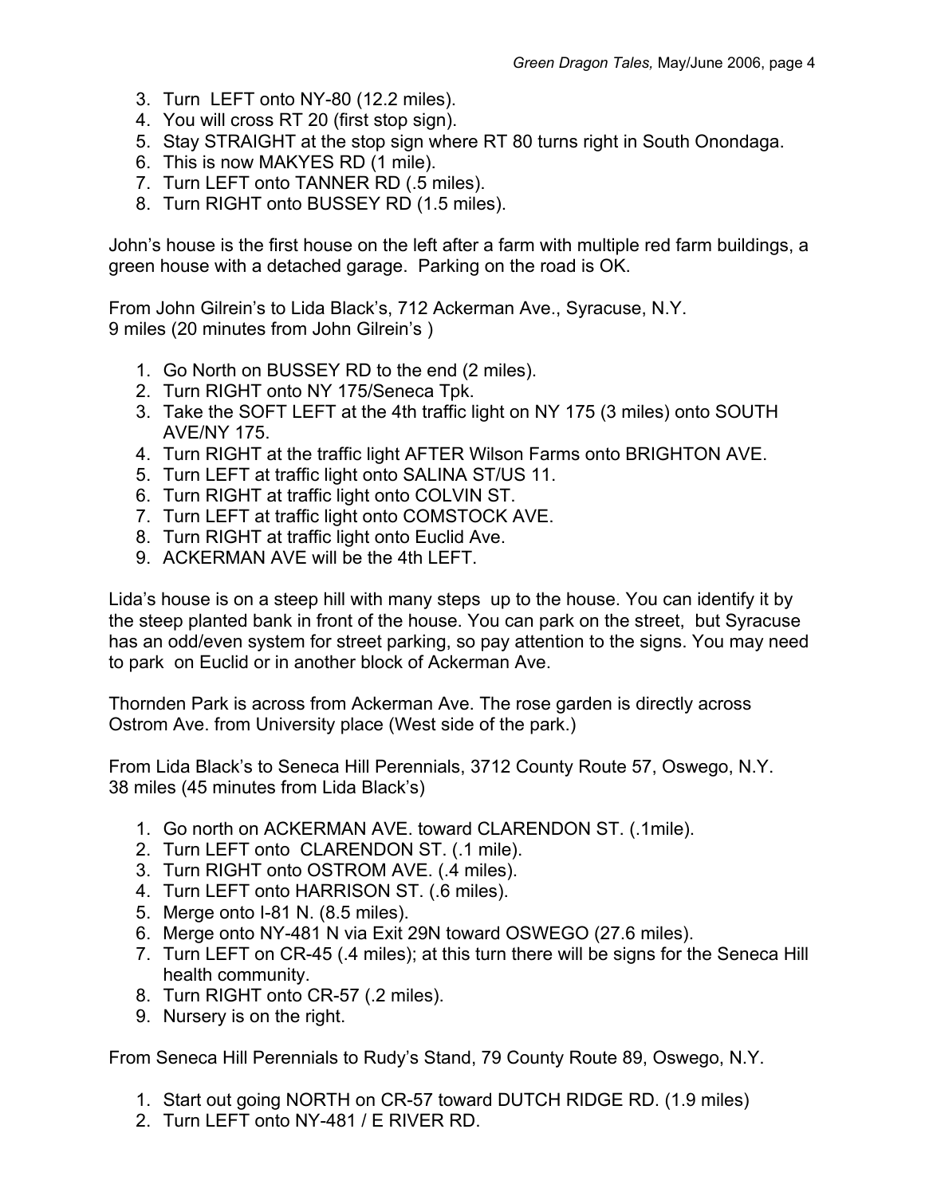3. Turn LEFT onto NY-80 (12.2 miles).
4. You will cross RT 20 (first stop sign).
5. Stay STRAIGHT at the stop sign where RT 80 turns right in South Onondaga.
6. This is now MAKYES RD (1 mile).
7. Turn LEFT onto TANNER RD (.5 miles).
8. Turn RIGHT onto BUSSEY RD (1.5 miles).

John's house is the first house on the left after a farm with multiple red farm buildings, a green house with a detached garage. Parking on the road is OK.

From John Gilrein's to Lida Black's, 712 Ackerman Ave., Syracuse, N.Y.
9 miles (20 minutes from John Gilrein's )

1. Go North on BUSSEY RD to the end (2 miles).
2. Turn RIGHT onto NY 175/Seneca Tpk.
3. Take the SOFT LEFT at the 4th traffic light on NY 175 (3 miles) onto SOUTH AVE/NY 175.
4. Turn RIGHT at the traffic light AFTER Wilson Farms onto BRIGHTON AVE.
5. Turn LEFT at traffic light onto SALINA ST/US 11.
6. Turn RIGHT at traffic light onto COLVIN ST.
7. Turn LEFT at traffic light onto COMSTOCK AVE.
8. Turn RIGHT at traffic light onto Euclid Ave.
9. ACKERMAN AVE will be the 4th LEFT.

Lida's house is on a steep hill with many steps up to the house. You can identify it by the steep planted bank in front of the house. You can park on the street, but Syracuse has an odd/even system for street parking, so pay attention to the signs. You may need to park on Euclid or in another block of Ackerman Ave.

Thornden Park is across from Ackerman Ave. The rose garden is directly across Ostrom Ave. from University place (West side of the park.)

From Lida Black's to Seneca Hill Perennials, 3712 County Route 57, Oswego, N.Y.
38 miles (45 minutes from Lida Black's)

1. Go north on ACKERMAN AVE. toward CLARENDON ST. (.1mile).
2. Turn LEFT onto CLARENDON ST. (.1 mile).
3. Turn RIGHT onto OSTROM AVE. (.4 miles).
4. Turn LEFT onto HARRISON ST. (.6 miles).
5. Merge onto I-81 N. (8.5 miles).
6. Merge onto NY-481 N via Exit 29N toward OSWEGO (27.6 miles).
7. Turn LEFT on CR-45 (.4 miles); at this turn there will be signs for the Seneca Hill health community.
8. Turn RIGHT onto CR-57 (.2 miles).
9. Nursery is on the right.

From Seneca Hill Perennials to Rudy's Stand, 79 County Route 89, Oswego, N.Y.

1. Start out going NORTH on CR-57 toward DUTCH RIDGE RD. (1.9 miles)
2. Turn LEFT onto NY-481 / E RIVER RD.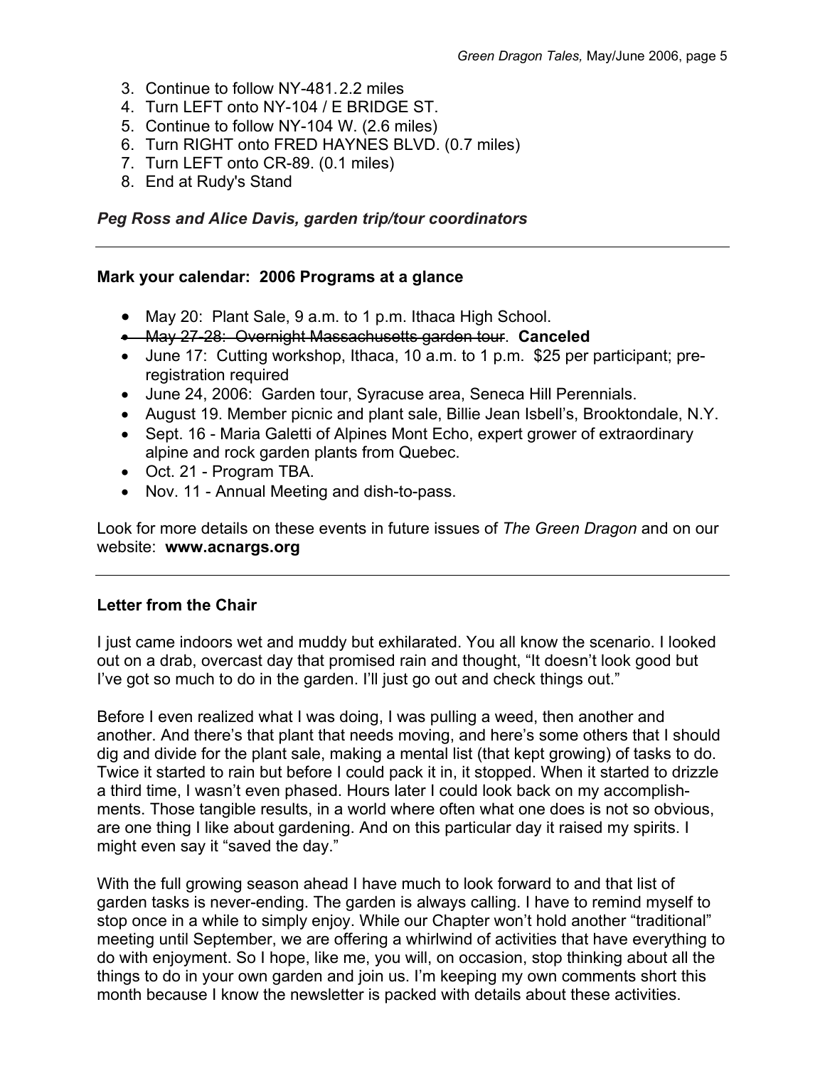3. Continue to follow NY-481.2.2 miles
4. Turn LEFT onto NY-104 / E BRIDGE ST.
5. Continue to follow NY-104 W. (2.6 miles)
6. Turn RIGHT onto FRED HAYNES BLVD. (0.7 miles)
7. Turn LEFT onto CR-89. (0.1 miles)
8. End at Rudy's Stand

***Peg Ross and Alice Davis, garden trip/tour coordinators***

---

**Mark your calendar: 2006 Programs at a glance**

- May 20: Plant Sale, 9 a.m. to 1 p.m. Ithaca High School.
- ~~May 27-28: Overnight Massachusetts garden tour~~. **Canceled**
- June 17: Cutting workshop, Ithaca, 10 a.m. to 1 p.m. $25 per participant; pre-registration required
- June 24, 2006: Garden tour, Syracuse area, Seneca Hill Perennials.
- August 19. Member picnic and plant sale, Billie Jean Isbell's, Brooktondale, N.Y.
- Sept. 16 - Maria Galetti of Alpines Mont Echo, expert grower of extraordinary alpine and rock garden plants from Quebec.
- Oct. 21 - Program TBA.
- Nov. 11 - Annual Meeting and dish-to-pass.

Look for more details on these events in future issues of *The Green Dragon* and on our website: **www.acnargs.org**

---

**Letter from the Chair**

I just came indoors wet and muddy but exhilarated. You all know the scenario. I looked out on a drab, overcast day that promised rain and thought, "It doesn't look good but I've got so much to do in the garden. I'll just go out and check things out."

Before I even realized what I was doing, I was pulling a weed, then another and another. And there's that plant that needs moving, and here's some others that I should dig and divide for the plant sale, making a mental list (that kept growing) of tasks to do. Twice it started to rain but before I could pack it in, it stopped. When it started to drizzle a third time, I wasn't even phased. Hours later I could look back on my accomplishments. Those tangible results, in a world where often what one does is not so obvious, are one thing I like about gardening. And on this particular day it raised my spirits. I might even say it "saved the day."

With the full growing season ahead I have much to look forward to and that list of garden tasks is never-ending. The garden is always calling. I have to remind myself to stop once in a while to simply enjoy. While our Chapter won't hold another "traditional" meeting until September, we are offering a whirlwind of activities that have everything to do with enjoyment. So I hope, like me, you will, on occasion, stop thinking about all the things to do in your own garden and join us. I'm keeping my own comments short this month because I know the newsletter is packed with details about these activities.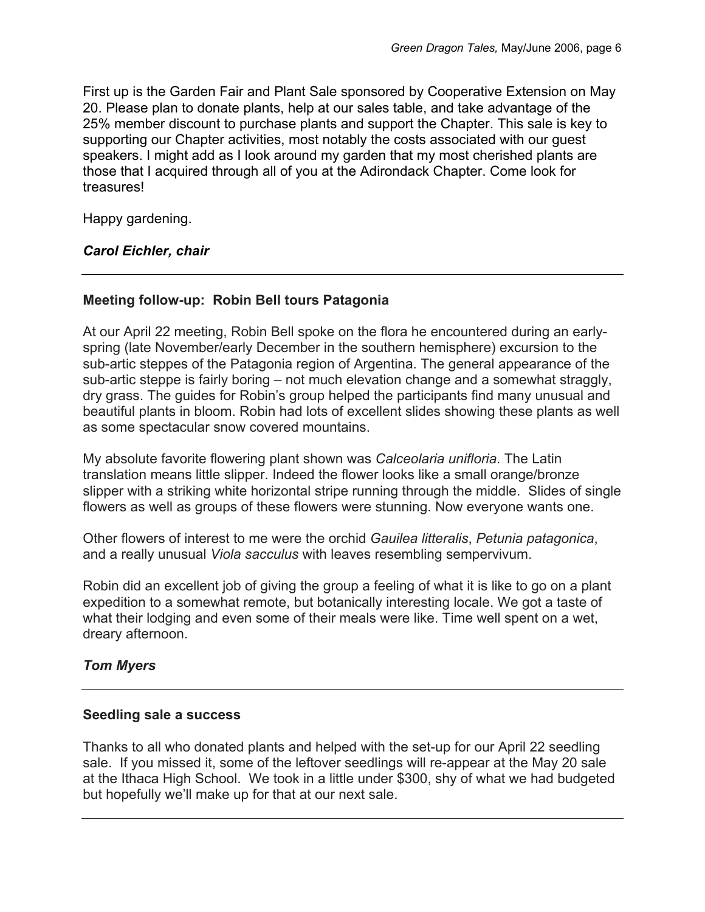First up is the Garden Fair and Plant Sale sponsored by Cooperative Extension on May 20. Please plan to donate plants, help at our sales table, and take advantage of the 25% member discount to purchase plants and support the Chapter. This sale is key to supporting our Chapter activities, most notably the costs associated with our guest speakers. I might add as I look around my garden that my most cherished plants are those that I acquired through all of you at the Adirondack Chapter. Come look for treasures!

Happy gardening.

***Carol Eichler, chair***

---

### Meeting follow-up: Robin Bell tours Patagonia

At our April 22 meeting, Robin Bell spoke on the flora he encountered during an early-spring (late November/early December in the southern hemisphere) excursion to the sub-artic steppes of the Patagonia region of Argentina. The general appearance of the sub-artic steppe is fairly boring – not much elevation change and a somewhat straggly, dry grass. The guides for Robin's group helped the participants find many unusual and beautiful plants in bloom. Robin had lots of excellent slides showing these plants as well as some spectacular snow covered mountains.

My absolute favorite flowering plant shown was *Calceolaria unifloria*. The Latin translation means little slipper. Indeed the flower looks like a small orange/bronze slipper with a striking white horizontal stripe running through the middle. Slides of single flowers as well as groups of these flowers were stunning. Now everyone wants one.

Other flowers of interest to me were the orchid *Gauilea litteralis*, *Petunia patagonica*, and a really unusual *Viola sacculus* with leaves resembling sempervivum.

Robin did an excellent job of giving the group a feeling of what it is like to go on a plant expedition to a somewhat remote, but botanically interesting locale. We got a taste of what their lodging and even some of their meals were like. Time well spent on a wet, dreary afternoon.

***Tom Myers***

---

### Seedling sale a success

Thanks to all who donated plants and helped with the set-up for our April 22 seedling sale. If you missed it, some of the leftover seedlings will re-appear at the May 20 sale at the Ithaca High School. We took in a little under $300, shy of what we had budgeted but hopefully we'll make up for that at our next sale.

---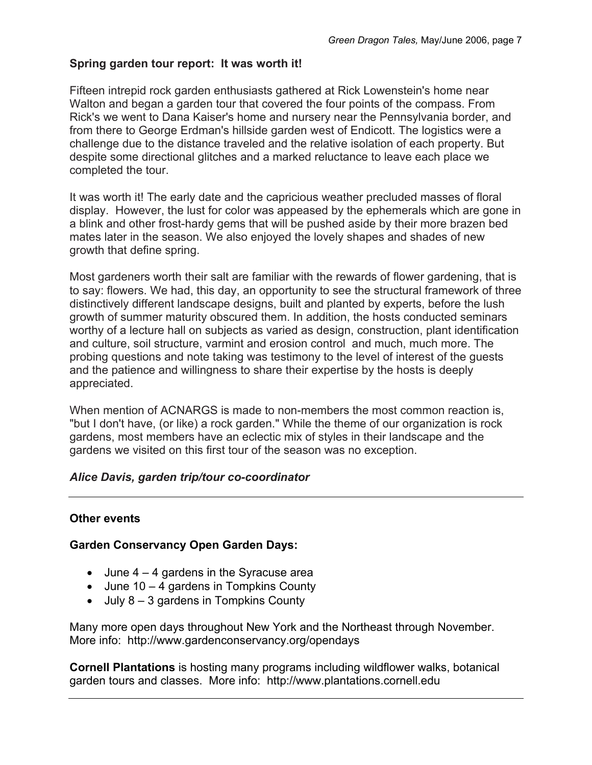**Spring garden tour report: It was worth it!**

Fifteen intrepid rock garden enthusiasts gathered at Rick Lowenstein's home near Walton and began a garden tour that covered the four points of the compass. From Rick's we went to Dana Kaiser's home and nursery near the Pennsylvania border, and from there to George Erdman's hillside garden west of Endicott. The logistics were a challenge due to the distance traveled and the relative isolation of each property. But despite some directional glitches and a marked reluctance to leave each place we completed the tour.

It was worth it! The early date and the capricious weather precluded masses of floral display. However, the lust for color was appeased by the ephemerals which are gone in a blink and other frost-hardy gems that will be pushed aside by their more brazen bed mates later in the season. We also enjoyed the lovely shapes and shades of new growth that define spring.

Most gardeners worth their salt are familiar with the rewards of flower gardening, that is to say: flowers. We had, this day, an opportunity to see the structural framework of three distinctively different landscape designs, built and planted by experts, before the lush growth of summer maturity obscured them. In addition, the hosts conducted seminars worthy of a lecture hall on subjects as varied as design, construction, plant identification and culture, soil structure, varmint and erosion control and much, much more. The probing questions and note taking was testimony to the level of interest of the guests and the patience and willingness to share their expertise by the hosts is deeply appreciated.

When mention of ACNARGS is made to non-members the most common reaction is, "but I don't have, (or like) a rock garden." While the theme of our organization is rock gardens, most members have an eclectic mix of styles in their landscape and the gardens we visited on this first tour of the season was no exception.

***Alice Davis, garden trip/tour co-coordinator***

---

**Other events**

**Garden Conservancy Open Garden Days:**

- June 4 – 4 gardens in the Syracuse area
- June 10 – 4 gardens in Tompkins County
- July 8 – 3 gardens in Tompkins County

Many more open days throughout New York and the Northeast through November. More info: http://www.gardenconservancy.org/opendays

**Cornell Plantations** is hosting many programs including wildflower walks, botanical garden tours and classes. More info: http://www.plantations.cornell.edu

---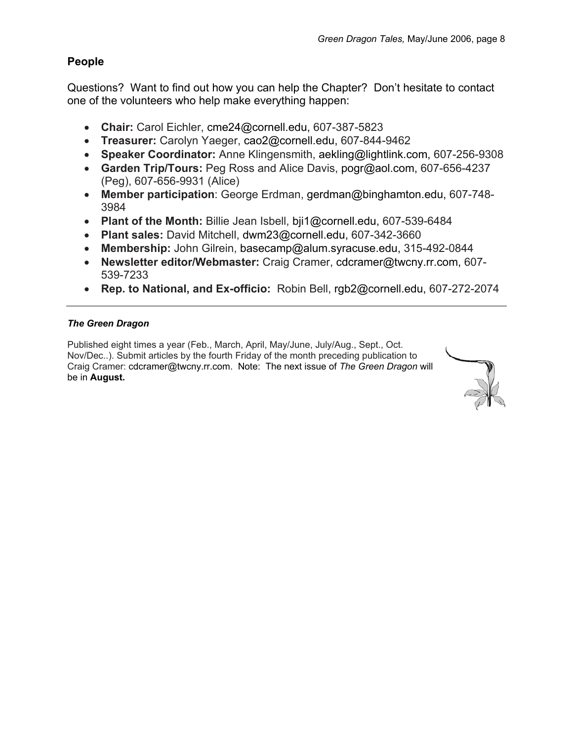## People

Questions? Want to find out how you can help the Chapter? Don't hesitate to contact one of the volunteers who help make everything happen:

- **Chair:** Carol Eichler, cme24@cornell.edu, 607-387-5823
- **Treasurer:** Carolyn Yaeger, cao2@cornell.edu, 607-844-9462
- **Speaker Coordinator:** Anne Klingensmith, aekling@lightlink.com, 607-256-9308
- **Garden Trip/Tours:** Peg Ross and Alice Davis, pogr@aol.com, 607-656-4237 (Peg), 607-656-9931 (Alice)
- **Member participation**: George Erdman, gerdman@binghamton.edu, 607-748-3984
- **Plant of the Month:** Billie Jean Isbell, bji1@cornell.edu, 607-539-6484
- **Plant sales:** David Mitchell, dwm23@cornell.edu, 607-342-3660
- **Membership:** John Gilrein, basecamp@alum.syracuse.edu, 315-492-0844
- **Newsletter editor/Webmaster:** Craig Cramer, cdcramer@twcny.rr.com, 607-539-7233
- **Rep. to National, and Ex-officio:** Robin Bell, rgb2@cornell.edu, 607-272-2074

---

***The Green Dragon***

Published eight times a year (Feb., March, April, May/June, July/Aug., Sept., Oct. Nov/Dec..). Submit articles by the fourth Friday of the month preceding publication to Craig Cramer: cdcramer@twcny.rr.com. Note: The next issue of *The Green Dragon* will be in **August.**